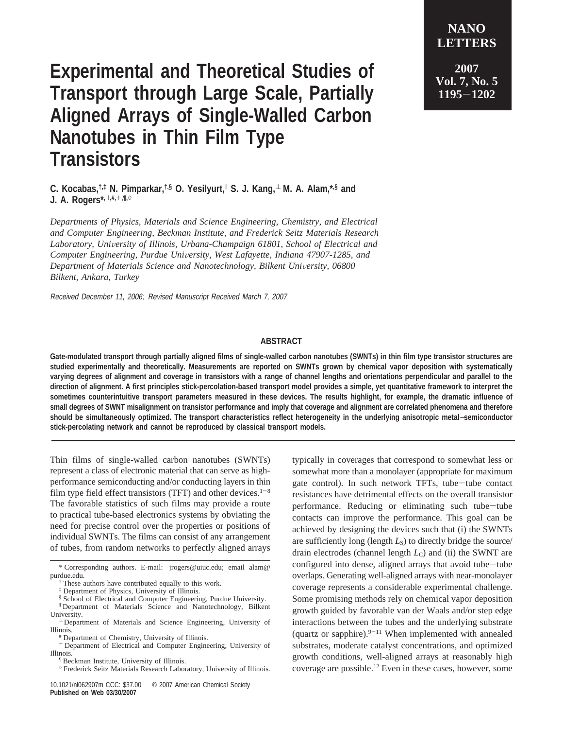# Experimental and Theoretical Studies of Transport through Large Scale, Partially Aligned Arrays of Single-Walled Carbon Nanotubes in Thin Film Type Transistors

**C. Kocabas,[†,‡] N. Pimparkar,[†,§] O. Yesilyurt,[∥] S. J. Kang,[⊥] M. A. Alam,[*,§] and J. A. Rogers[*,⊥,#,+,¶,◇]**

*Departments of Physics, Materials and Science Engineering, Chemistry, and Electrical and Computer Engineering, Beckman Institute, and Frederick Seitz Materials Research Laboratory, University of Illinois, Urbana-Champaign 61801, School of Electrical and Computer Engineering, Purdue University, West Lafayette, Indiana 47907-1285, and Department of Materials Science and Nanotechnology, Bilkent University, 06800 Bilkent, Ankara, Turkey*

*Received December 11, 2006; Revised Manuscript Received March 7, 2007*

## ABSTRACT

**Gate-modulated transport through partially aligned films of single-walled carbon nanotubes (SWNTs) in thin film type transistor structures are studied experimentally and theoretically. Measurements are reported on SWNTs grown by chemical vapor deposition with systematically varying degrees of alignment and coverage in transistors with a range of channel lengths and orientations perpendicular and parallel to the direction of alignment. A first principles stick-percolation-based transport model provides a simple, yet quantitative framework to interpret the sometimes counterintuitive transport parameters measured in these devices. The results highlight, for example, the dramatic influence of small degrees of SWNT misalignment on transistor performance and imply that coverage and alignment are correlated phenomena and therefore should be simultaneously optimized. The transport characteristics reflect heterogeneity in the underlying anisotropic metal–semiconductor stick-percolating network and cannot be reproduced by classical transport models.**

Thin films of single-walled carbon nanotubes (SWNTs) represent a class of electronic material that can serve as high-performance semiconducting and/or conducting layers in thin film type field effect transistors (TFT) and other devices.[1−8] The favorable statistics of such films may provide a route to practical tube-based electronics systems by obviating the need for precise control over the properties or positions of individual SWNTs. The films can consist of any arrangement of tubes, from random networks to perfectly aligned arrays typically in coverages that correspond to somewhat less or somewhat more than a monolayer (appropriate for maximum gate control). In such network TFTs, tube−tube contact resistances have detrimental effects on the overall transistor performance. Reducing or eliminating such tube−tube contacts can improve the performance. This goal can be achieved by designing the devices such that (i) the SWNTs are sufficiently long (length $L_S$) to directly bridge the source/drain electrodes (channel length $L_C$) and (ii) the SWNT are configured into dense, aligned arrays that avoid tube−tube overlaps. Generating well-aligned arrays with near-monolayer coverage represents a considerable experimental challenge. Some promising methods rely on chemical vapor deposition growth guided by favorable van der Waals and/or step edge interactions between the tubes and the underlying substrate (quartz or sapphire).[9−11] When implemented with annealed substrates, moderate catalyst concentrations, and optimized growth conditions, well-aligned arrays at reasonably high coverage are possible.[12] Even in these cases, however, some

---

\* Corresponding authors. E-mail: jrogers@uiuc.edu; email alam@purdue.edu.

[†] These authors have contributed equally to this work.

[‡] Department of Physics, University of Illinois.

[§] School of Electrical and Computer Engineering, Purdue University.

[∥] Department of Materials Science and Nanotechnology, Bilkent University.

[⊥] Department of Materials and Science Engineering, University of Illinois.

[#] Department of Chemistry, University of Illinois.

[+] Department of Electrical and Computer Engineering, University of Illinois.

[¶] Beckman Institute, University of Illinois.

[◇] Frederick Seitz Materials Research Laboratory, University of Illinois.

10.1021/nl062907m CCC: $37.00 © 2007 American Chemical Society
**Published on Web 03/30/2007**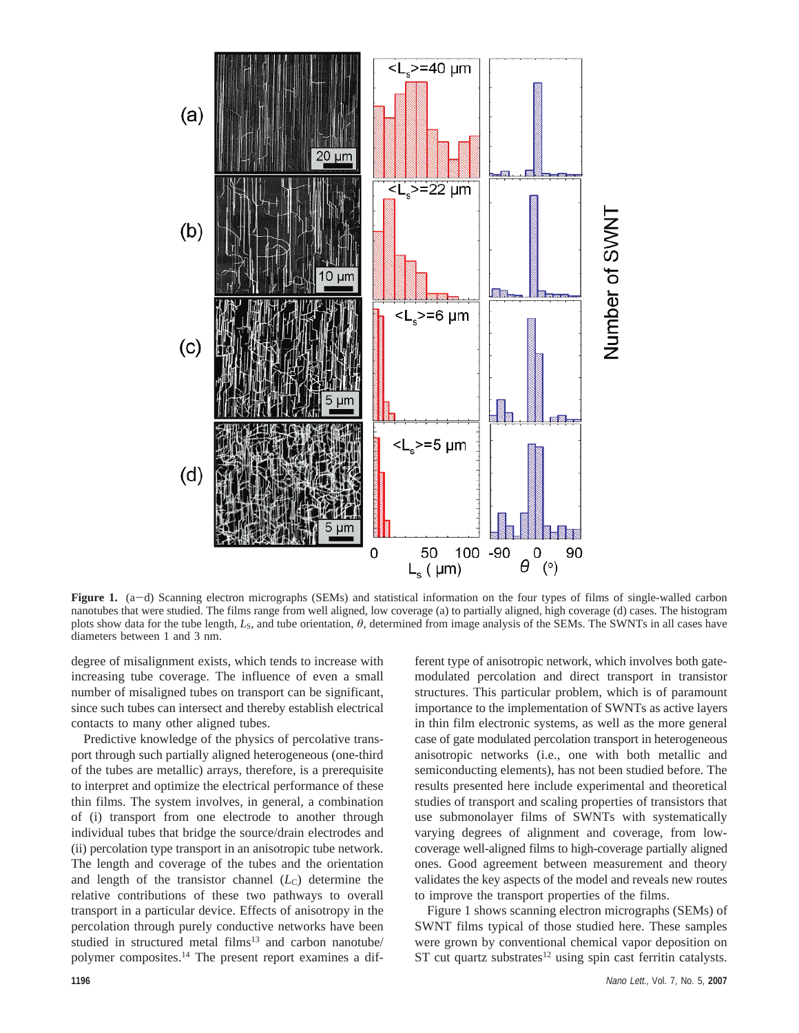**Figure 1.** (a−d) Scanning electron micrographs (SEMs) and statistical information on the four types of films of single-walled carbon nanotubes that were studied. The films range from well aligned, low coverage (a) to partially aligned, high coverage (d) cases. The histogram plots show data for the tube length, $L_S$, and tube orientation, $\theta$, determined from image analysis of the SEMs. The SWNTs in all cases have diameters between 1 and 3 nm.

degree of misalignment exists, which tends to increase with increasing tube coverage. The influence of even a small number of misaligned tubes on transport can be significant, since such tubes can intersect and thereby establish electrical contacts to many other aligned tubes.

Predictive knowledge of the physics of percolative transport through such partially aligned heterogeneous (one-third of the tubes are metallic) arrays, therefore, is a prerequisite to interpret and optimize the electrical performance of these thin films. The system involves, in general, a combination of (i) transport from one electrode to another through individual tubes that bridge the source/drain electrodes and (ii) percolation type transport in an anisotropic tube network. The length and coverage of the tubes and the orientation and length of the transistor channel ($L_C$) determine the relative contributions of these two pathways to overall transport in a particular device. Effects of anisotropy in the percolation through purely conductive networks have been studied in structured metal films[13] and carbon nanotube/polymer composites.[14] The present report examines a different type of anisotropic network, which involves both gate-modulated percolation and direct transport in transistor structures. This particular problem, which is of paramount importance to the implementation of SWNTs as active layers in thin film electronic systems, as well as the more general case of gate modulated percolation transport in heterogeneous anisotropic networks (i.e., one with both metallic and semiconducting elements), has not been studied before. The results presented here include experimental and theoretical studies of transport and scaling properties of transistors that use submonolayer films of SWNTs with systematically varying degrees of alignment and coverage, from low-coverage well-aligned films to high-coverage partially aligned ones. Good agreement between measurement and theory validates the key aspects of the model and reveals new routes to improve the transport properties of the films.

Figure 1 shows scanning electron micrographs (SEMs) of SWNT films typical of those studied here. These samples were grown by conventional chemical vapor deposition on ST cut quartz substrates[12] using spin cast ferritin catalysts.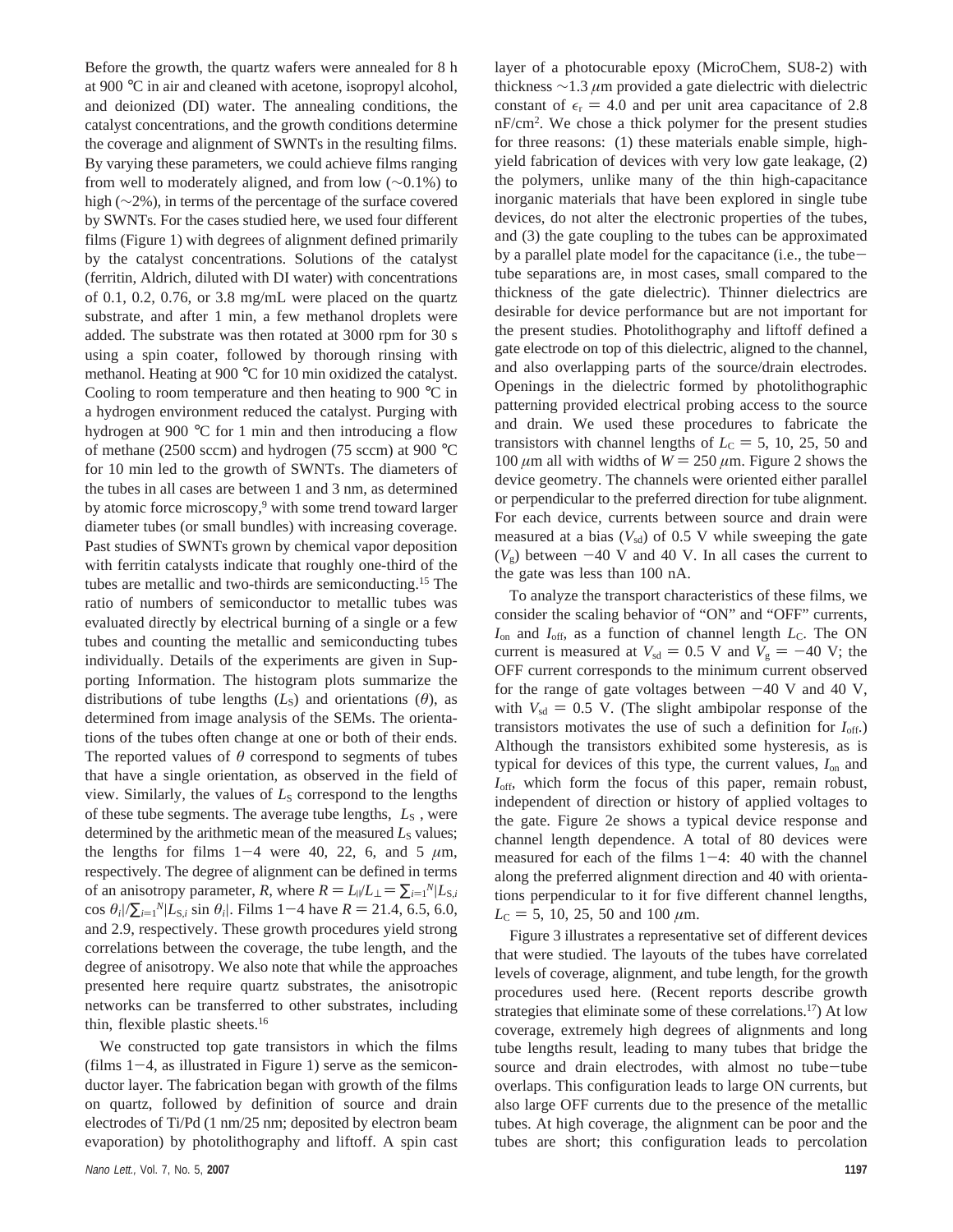Before the growth, the quartz wafers were annealed for 8 h at 900 °C in air and cleaned with acetone, isopropyl alcohol, and deionized (DI) water. The annealing conditions, the catalyst concentrations, and the growth conditions determine the coverage and alignment of SWNTs in the resulting films. By varying these parameters, we could achieve films ranging from well to moderately aligned, and from low (~0.1%) to high (~2%), in terms of the percentage of the surface covered by SWNTs. For the cases studied here, we used four different films (Figure 1) with degrees of alignment defined primarily by the catalyst concentrations. Solutions of the catalyst (ferritin, Aldrich, diluted with DI water) with concentrations of 0.1, 0.2, 0.76, or 3.8 mg/mL were placed on the quartz substrate, and after 1 min, a few methanol droplets were added. The substrate was then rotated at 3000 rpm for 30 s using a spin coater, followed by thorough rinsing with methanol. Heating at 900 °C for 10 min oxidized the catalyst. Cooling to room temperature and then heating to 900 °C in a hydrogen environment reduced the catalyst. Purging with hydrogen at 900 °C for 1 min and then introducing a flow of methane (2500 sccm) and hydrogen (75 sccm) at 900 °C for 10 min led to the growth of SWNTs. The diameters of the tubes in all cases are between 1 and 3 nm, as determined by atomic force microscopy,[9] with some trend toward larger diameter tubes (or small bundles) with increasing coverage. Past studies of SWNTs grown by chemical vapor deposition with ferritin catalysts indicate that roughly one-third of the tubes are metallic and two-thirds are semiconducting.[15] The ratio of numbers of semiconductor to metallic tubes was evaluated directly by electrical burning of a single or a few tubes and counting the metallic and semiconducting tubes individually. Details of the experiments are given in Supporting Information. The histogram plots summarize the distributions of tube lengths ($L_S$) and orientations ($\theta$), as determined from image analysis of the SEMs. The orientations of the tubes often change at one or both of their ends. The reported values of $\theta$ correspond to segments of tubes that have a single orientation, as observed in the field of view. Similarly, the values of $L_S$ correspond to the lengths of these tube segments. The average tube lengths, $\langle L_S \rangle$, were determined by the arithmetic mean of the measured $L_S$ values; the lengths for films 1−4 were 40, 22, 6, and 5 $\mu$m, respectively. The degree of alignment can be defined in terms of an anisotropy parameter, $R$, where $R = L_{\|}/L_{\perp} = \sum_{i=1}^{N}|L_{S,i} \cos \theta_i| / \sum_{i=1}^{N}|L_{S,i} \sin \theta_i|$. Films 1−4 have $R$ = 21.4, 6.5, 6.0, and 2.9, respectively. These growth procedures yield strong correlations between the coverage, the tube length, and the degree of anisotropy. We also note that while the approaches presented here require quartz substrates, the anisotropic networks can be transferred to other substrates, including thin, flexible plastic sheets.[16]

We constructed top gate transistors in which the films (films 1−4, as illustrated in Figure 1) serve as the semiconductor layer. The fabrication began with growth of the films on quartz, followed by definition of source and drain electrodes of Ti/Pd (1 nm/25 nm; deposited by electron beam evaporation) by photolithography and liftoff. A spin cast layer of a photocurable epoxy (MicroChem, SU8-2) with thickness ~1.3 $\mu$m provided a gate dielectric with dielectric constant of $\epsilon_r = 4.0$ and per unit area capacitance of 2.8 nF/cm$^2$. We chose a thick polymer for the present studies for three reasons: (1) these materials enable simple, high-yield fabrication of devices with very low gate leakage, (2) the polymers, unlike many of the thin high-capacitance inorganic materials that have been explored in single tube devices, do not alter the electronic properties of the tubes, and (3) the gate coupling to the tubes can be approximated by a parallel plate model for the capacitance (i.e., the tube−tube separations are, in most cases, small compared to the thickness of the gate dielectric). Thinner dielectrics are desirable for device performance but are not important for the present studies. Photolithography and liftoff defined a gate electrode on top of this dielectric, aligned to the channel, and also overlapping parts of the source/drain electrodes. Openings in the dielectric formed by photolithographic patterning provided electrical probing access to the source and drain. We used these procedures to fabricate the transistors with channel lengths of $L_C$ = 5, 10, 25, 50 and 100 $\mu$m all with widths of $W$ = 250 $\mu$m. Figure 2 shows the device geometry. The channels were oriented either parallel or perpendicular to the preferred direction for tube alignment. For each device, currents between source and drain were measured at a bias ($V_{sd}$) of 0.5 V while sweeping the gate ($V_g$) between −40 V and 40 V. In all cases the current to the gate was less than 100 nA.

To analyze the transport characteristics of these films, we consider the scaling behavior of "ON" and "OFF" currents, $I_{on}$ and $I_{off}$, as a function of channel length $L_C$. The ON current is measured at $V_{sd}$ = 0.5 V and $V_g$ = −40 V; the OFF current corresponds to the minimum current observed for the range of gate voltages between −40 V and 40 V, with $V_{sd}$ = 0.5 V. (The slight ambipolar response of the transistors motivates the use of such a definition for $I_{off}$.) Although the transistors exhibited some hysteresis, as is typical for devices of this type, the current values, $I_{on}$ and $I_{off}$, which form the focus of this paper, remain robust, independent of direction or history of applied voltages to the gate. Figure 2e shows a typical device response and channel length dependence. A total of 80 devices were measured for each of the films 1−4: 40 with the channel along the preferred alignment direction and 40 with orientations perpendicular to it for five different channel lengths, $L_C$ = 5, 10, 25, 50 and 100 $\mu$m.

Figure 3 illustrates a representative set of different devices that were studied. The layouts of the tubes have correlated levels of coverage, alignment, and tube length, for the growth procedures used here. (Recent reports describe growth strategies that eliminate some of these correlations.[17]) At low coverage, extremely high degrees of alignments and long tube lengths result, leading to many tubes that bridge the source and drain electrodes, with almost no tube−tube overlaps. This configuration leads to large ON currents, but also large OFF currents due to the presence of the metallic tubes. At high coverage, the alignment can be poor and the tubes are short; this configuration leads to percolation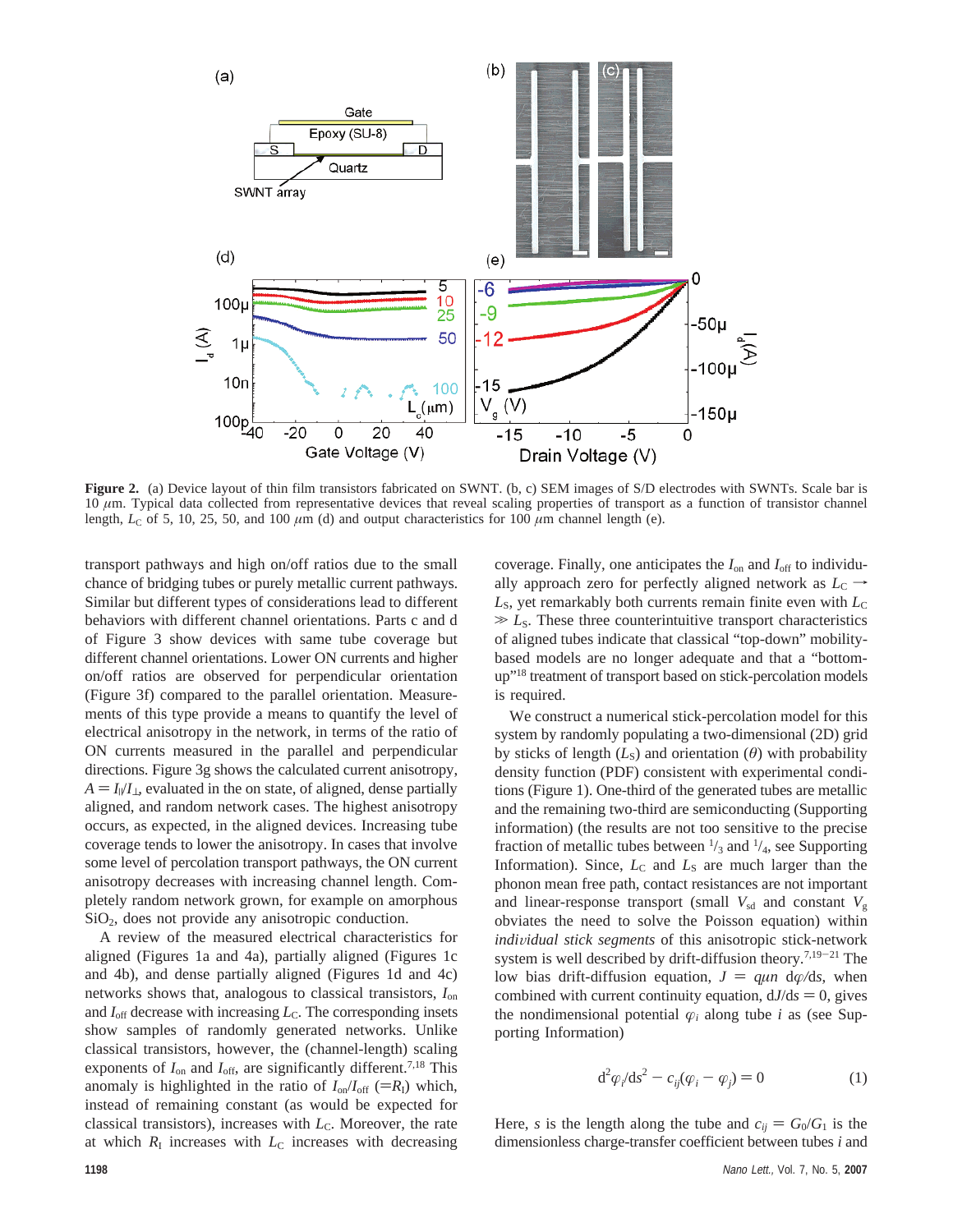**Figure 2.** (a) Device layout of thin film transistors fabricated on SWNT. (b, c) SEM images of S/D electrodes with SWNTs. Scale bar is 10 $\mu$m. Typical data collected from representative devices that reveal scaling properties of transport as a function of transistor channel length, $L_C$ of 5, 10, 25, 50, and 100 $\mu$m (d) and output characteristics for 100 $\mu$m channel length (e).

transport pathways and high on/off ratios due to the small chance of bridging tubes or purely metallic current pathways. Similar but different types of considerations lead to different behaviors with different channel orientations. Parts c and d of Figure 3 show devices with same tube coverage but different channel orientations. Lower ON currents and higher on/off ratios are observed for perpendicular orientation (Figure 3f) compared to the parallel orientation. Measurements of this type provide a means to quantify the level of electrical anisotropy in the network, in terms of the ratio of ON currents measured in the parallel and perpendicular directions. Figure 3g shows the calculated current anisotropy, $A = I_{\|}/I_{\perp}$, evaluated in the on state, of aligned, dense partially aligned, and random network cases. The highest anisotropy occurs, as expected, in the aligned devices. Increasing tube coverage tends to lower the anisotropy. In cases that involve some level of percolation transport pathways, the ON current anisotropy decreases with increasing channel length. Completely random network grown, for example on amorphous $SiO_2$, does not provide any anisotropic conduction.

A review of the measured electrical characteristics for aligned (Figures 1a and 4a), partially aligned (Figures 1c and 4b), and dense partially aligned (Figures 1d and 4c) networks shows that, analogous to classical transistors, $I_{on}$ and $I_{off}$ decrease with increasing $L_C$. The corresponding insets show samples of randomly generated networks. Unlike classical transistors, however, the (channel-length) scaling exponents of $I_{on}$ and $I_{off}$, are significantly different.[7,18] This anomaly is highlighted in the ratio of $I_{on}/I_{off}$ (=$R_I$) which, instead of remaining constant (as would be expected for classical transistors), increases with $L_C$. Moreover, the rate at which $R_I$ increases with $L_C$ increases with decreasing coverage. Finally, one anticipates the $I_{on}$ and $I_{off}$ to individually approach zero for perfectly aligned network as $L_C \rightarrow L_S$, yet remarkably both currents remain finite even with $L_C \gg L_S$. These three counterintuitive transport characteristics of aligned tubes indicate that classical "top-down" mobility-based models are no longer adequate and that a "bottom-up"[18] treatment of transport based on stick-percolation models is required.

We construct a numerical stick-percolation model for this system by randomly populating a two-dimensional (2D) grid by sticks of length ($L_S$) and orientation ($\theta$) with probability density function (PDF) consistent with experimental conditions (Figure 1). One-third of the generated tubes are metallic and the remaining two-third are semiconducting (Supporting information) (the results are not too sensitive to the precise fraction of metallic tubes between $^1/_3$ and $^1/_4$, see Supporting Information). Since, $L_C$ and $L_S$ are much larger than the phonon mean free path, contact resistances are not important and linear-response transport (small $V_{sd}$ and constant $V_g$ obviates the need to solve the Poisson equation) within *individual stick segments* of this anisotropic stick-network system is well described by drift-diffusion theory.[7,19-21] The low bias drift-diffusion equation, $J = q\mu n\ \mathrm{d}\varphi/\mathrm{d}s$, when combined with current continuity equation, $\mathrm{d}J/\mathrm{d}s = 0$, gives the nondimensional potential $\varphi_i$ along tube $i$ as (see Supporting Information)

$$\mathrm{d}^2\varphi_i/\mathrm{d}s^2 - c_{ij}(\varphi_i - \varphi_j) = 0 \tag{1}$$

Here, $s$ is the length along the tube and $c_{ij} = G_0/G_1$ is the dimensionless charge-transfer coefficient between tubes $i$ and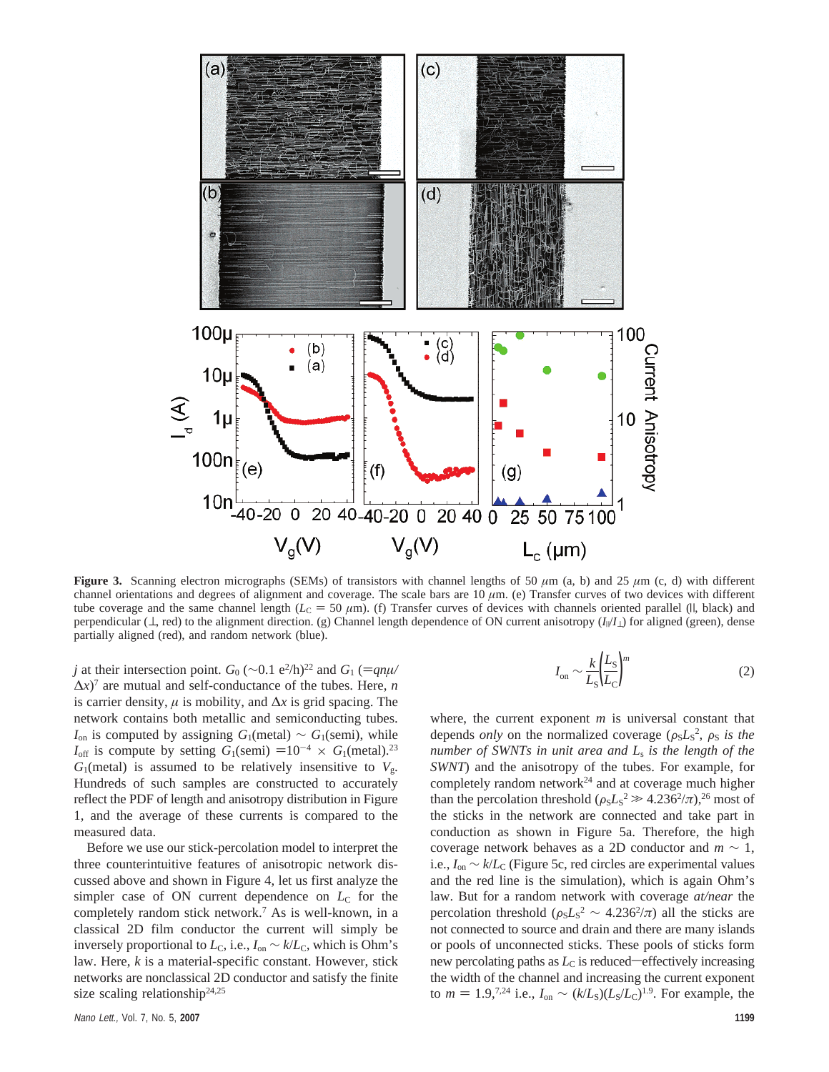**Figure 3.** Scanning electron micrographs (SEMs) of transistors with channel lengths of 50 $\mu$m (a, b) and 25 $\mu$m (c, d) with different channel orientations and degrees of alignment and coverage. The scale bars are 10 $\mu$m. (e) Transfer curves of two devices with different tube coverage and the same channel length ($L_C = 50$ $\mu$m). (f) Transfer curves of devices with channels oriented parallel (∥, black) and perpendicular (⊥, red) to the alignment direction. (g) Channel length dependence of ON current anisotropy ($I_{\parallel}/I_{\perp}$) for aligned (green), dense partially aligned (red), and random network (blue).

$j$ at their intersection point. $G_0$ ($\sim$0.1 $e^2$/h)[22] and $G_1$ ($=qn\mu/\Delta x$)[7] are mutual and self-conductance of the tubes. Here, $n$ is carrier density, $\mu$ is mobility, and $\Delta x$ is grid spacing. The network contains both metallic and semiconducting tubes. $I_{on}$ is computed by assigning $G_1$(metal) $\sim$ $G_1$(semi), while $I_{off}$ is compute by setting $G_1$(semi) $= 10^{-4} \times G_1$(metal).[23] $G_1$(metal) is assumed to be relatively insensitive to $V_g$. Hundreds of such samples are constructed to accurately reflect the PDF of length and anisotropy distribution in Figure 1, and the average of these currents is compared to the measured data.

Before we use our stick-percolation model to interpret the three counterintuitive features of anisotropic network discussed above and shown in Figure 4, let us first analyze the simpler case of ON current dependence on $L_C$ for the completely random stick network.[7] As is well-known, in a classical 2D film conductor the current will simply be inversely proportional to $L_C$, i.e., $I_{on} \sim k/L_C$, which is Ohm's law. Here, $k$ is a material-specific constant. However, stick networks are nonclassical 2D conductor and satisfy the finite size scaling relationship[24,25]

$$I_{on} \sim \frac{k}{L_S}\left(\frac{L_S}{L_C}\right)^m \tag{2}$$

where, the current exponent $m$ is universal constant that depends *only* on the normalized coverage ($\rho_S L_S^2$, *$\rho_S$ is the number of SWNTs in unit area and $L_s$ is the length of the SWNT*) and the anisotropy of the tubes. For example, for completely random network[24] and at coverage much higher than the percolation threshold ($\rho_S L_S^2 \gg 4.236^2/\pi$),[26] most of the sticks in the network are connected and take part in conduction as shown in Figure 5a. Therefore, the high coverage network behaves as a 2D conductor and $m \sim 1$, i.e., $I_{on} \sim k/L_C$ (Figure 5c, red circles are experimental values and the red line is the simulation), which is again Ohm's law. But for a random network with coverage *at/near* the percolation threshold ($\rho_S L_S^2 \sim 4.236^2/\pi$) all the sticks are not connected to source and drain and there are many islands or pools of unconnected sticks. These pools of sticks form new percolating paths as $L_C$ is reduced—effectively increasing the width of the channel and increasing the current exponent to $m = 1.9$,[7,24] i.e., $I_{on} \sim (k/L_S)(L_S/L_C)^{1.9}$. For example, the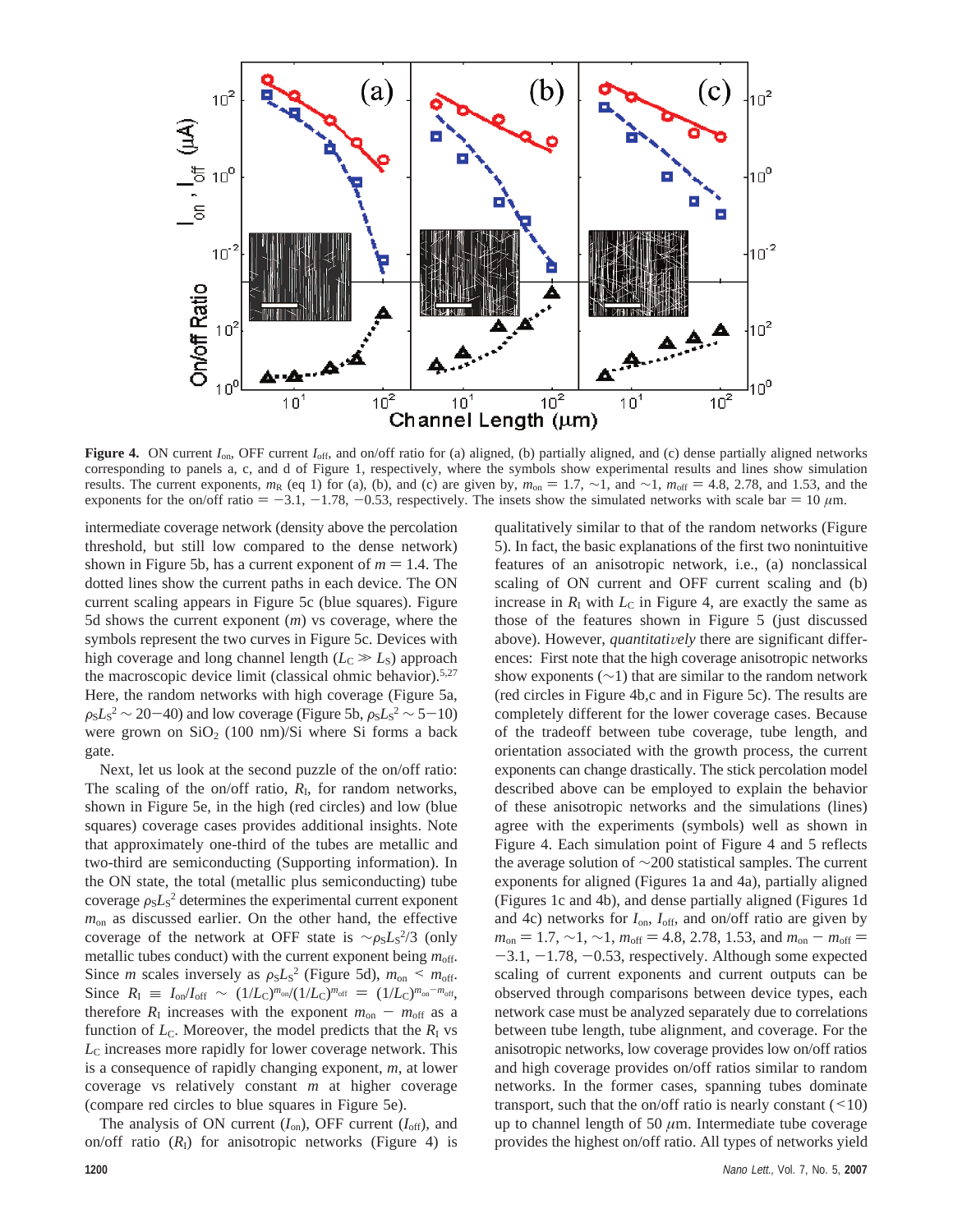**Figure 4.** ON current $I_{on}$, OFF current $I_{off}$, and on/off ratio for (a) aligned, (b) partially aligned, and (c) dense partially aligned networks corresponding to panels a, c, and d of Figure 1, respectively, where the symbols show experimental results and lines show simulation results. The current exponents, $m_R$ (eq 1) for (a), (b), and (c) are given by, $m_{on} = 1.7$, ~1, and ~1, $m_{off} = 4.8$, 2.78, and 1.53, and the exponents for the on/off ratio = −3.1, −1.78, −0.53, respectively. The insets show the simulated networks with scale bar = 10 μm.

intermediate coverage network (density above the percolation threshold, but still low compared to the dense network) shown in Figure 5b, has a current exponent of $m = 1.4$. The dotted lines show the current paths in each device. The ON current scaling appears in Figure 5c (blue squares). Figure 5d shows the current exponent ($m$) vs coverage, where the symbols represent the two curves in Figure 5c. Devices with high coverage and long channel length ($L_C \gg L_S$) approach the macroscopic device limit (classical ohmic behavior).[5,27] Here, the random networks with high coverage (Figure 5a, $\rho_S L_S^2 \sim 20-40$) and low coverage (Figure 5b, $\rho_S L_S^2 \sim 5-10$) were grown on $SiO_2$ (100 nm)/Si where Si forms a back gate.

Next, let us look at the second puzzle of the on/off ratio: The scaling of the on/off ratio, $R_I$, for random networks, shown in Figure 5e, in the high (red circles) and low (blue squares) coverage cases provides additional insights. Note that approximately one-third of the tubes are metallic and two-third are semiconducting (Supporting information). In the ON state, the total (metallic plus semiconducting) tube coverage $\rho_S L_S^2$ determines the experimental current exponent $m_{on}$ as discussed earlier. On the other hand, the effective coverage of the network at OFF state is $\sim\rho_S L_S^2/3$ (only metallic tubes conduct) with the current exponent being $m_{off}$. Since $m$ scales inversely as $\rho_S L_S^2$ (Figure 5d), $m_{on} < m_{off}$. Since $R_I \equiv I_{on}/I_{off} \sim (1/L_C)^{m_{on}}/(1/L_C)^{m_{off}} = (1/L_C)^{m_{on}-m_{off}}$, therefore $R_I$ increases with the exponent $m_{on} - m_{off}$ as a function of $L_C$. Moreover, the model predicts that the $R_I$ vs $L_C$ increases more rapidly for lower coverage network. This is a consequence of rapidly changing exponent, $m$, at lower coverage vs relatively constant $m$ at higher coverage (compare red circles to blue squares in Figure 5e).

The analysis of ON current ($I_{on}$), OFF current ($I_{off}$), and on/off ratio ($R_I$) for anisotropic networks (Figure 4) is qualitatively similar to that of the random networks (Figure 5). In fact, the basic explanations of the first two nonintuitive features of an anisotropic network, i.e., (a) nonclassical scaling of ON current and OFF current scaling and (b) increase in $R_I$ with $L_C$ in Figure 4, are exactly the same as those of the features shown in Figure 5 (just discussed above). However, *quantitatively* there are significant differences: First note that the high coverage anisotropic networks show exponents (~1) that are similar to the random network (red circles in Figure 4b,c and in Figure 5c). The results are completely different for the lower coverage cases. Because of the tradeoff between tube coverage, tube length, and orientation associated with the growth process, the current exponents can change drastically. The stick percolation model described above can be employed to explain the behavior of these anisotropic networks and the simulations (lines) agree with the experiments (symbols) well as shown in Figure 4. Each simulation point of Figure 4 and 5 reflects the average solution of ~200 statistical samples. The current exponents for aligned (Figures 1a and 4a), partially aligned (Figures 1c and 4b), and dense partially aligned (Figures 1d and 4c) networks for $I_{on}$, $I_{off}$, and on/off ratio are given by $m_{on} = 1.7$, ~1, ~1, $m_{off} = 4.8$, 2.78, 1.53, and $m_{on} - m_{off} = -3.1$, −1.78, −0.53, respectively. Although some expected scaling of current exponents and current outputs can be observed through comparisons between device types, each network case must be analyzed separately due to correlations between tube length, tube alignment, and coverage. For the anisotropic networks, low coverage provides low on/off ratios and high coverage provides on/off ratios similar to random networks. In the former cases, spanning tubes dominate transport, such that the on/off ratio is nearly constant (<10) up to channel length of 50 μm. Intermediate tube coverage provides the highest on/off ratio. All types of networks yield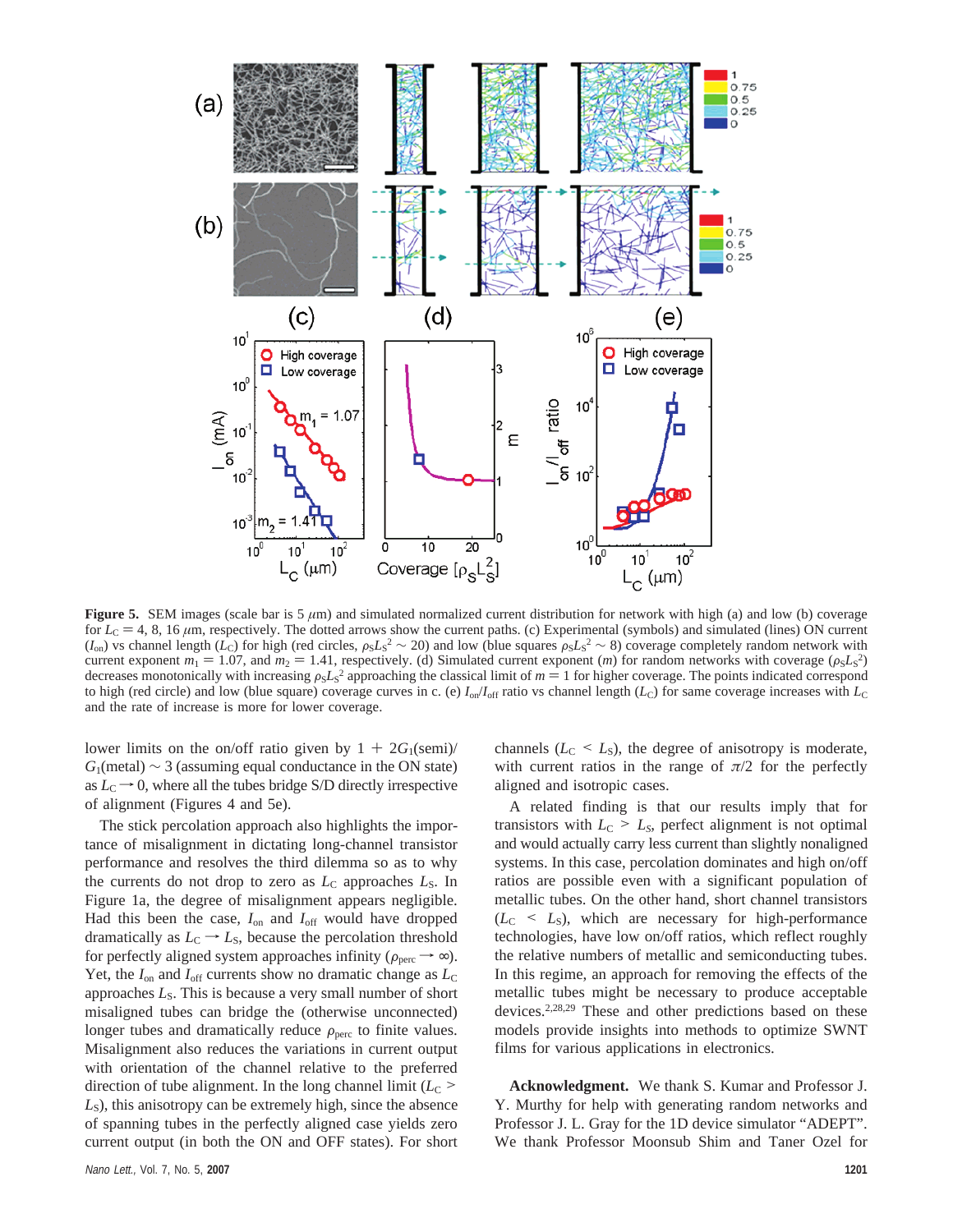**Figure 5.** SEM images (scale bar is 5 $\mu$m) and simulated normalized current distribution for network with high (a) and low (b) coverage for $L_C = 4$, 8, 16 $\mu$m, respectively. The dotted arrows show the current paths. (c) Experimental (symbols) and simulated (lines) ON current ($I_{on}$) vs channel length ($L_C$) for high (red circles, $\rho_S L_S^2 \sim 20$) and low (blue squares $\rho_S L_S^2 \sim 8$) coverage completely random network with current exponent $m_1 = 1.07$, and $m_2 = 1.41$, respectively. (d) Simulated current exponent ($m$) for random networks with coverage ($\rho_S L_S^2$) decreases monotonically with increasing $\rho_S L_S^2$ approaching the classical limit of $m = 1$ for higher coverage. The points indicated correspond to high (red circle) and low (blue square) coverage curves in c. (e) $I_{on}/I_{off}$ ratio vs channel length ($L_C$) for same coverage increases with $L_C$ and the rate of increase is more for lower coverage.

lower limits on the on/off ratio given by $1 + 2G_1(\text{semi})/G_1(\text{metal}) \sim 3$ (assuming equal conductance in the ON state) as $L_C \rightarrow 0$, where all the tubes bridge S/D directly irrespective of alignment (Figures 4 and 5e).

The stick percolation approach also highlights the importance of misalignment in dictating long-channel transistor performance and resolves the third dilemma so as to why the currents do not drop to zero as $L_C$ approaches $L_S$. In Figure 1a, the degree of misalignment appears negligible. Had this been the case, $I_{on}$ and $I_{off}$ would have dropped dramatically as $L_C \rightarrow L_S$, because the percolation threshold for perfectly aligned system approaches infinity ($\rho_{perc} \rightarrow \infty$). Yet, the $I_{on}$ and $I_{off}$ currents show no dramatic change as $L_C$ approaches $L_S$. This is because a very small number of short misaligned tubes can bridge the (otherwise unconnected) longer tubes and dramatically reduce $\rho_{perc}$ to finite values. Misalignment also reduces the variations in current output with orientation of the channel relative to the preferred direction of tube alignment. In the long channel limit ($L_C > L_S$), this anisotropy can be extremely high, since the absence of spanning tubes in the perfectly aligned case yields zero current output (in both the ON and OFF states). For short channels ($L_C < L_S$), the degree of anisotropy is moderate, with current ratios in the range of $\pi/2$ for the perfectly aligned and isotropic cases.

A related finding is that our results imply that for transistors with $L_C > L_S$, perfect alignment is not optimal and would actually carry less current than slightly nonaligned systems. In this case, percolation dominates and high on/off ratios are possible even with a significant population of metallic tubes. On the other hand, short channel transistors ($L_C < L_S$), which are necessary for high-performance technologies, have low on/off ratios, which reflect roughly the relative numbers of metallic and semiconducting tubes. In this regime, an approach for removing the effects of the metallic tubes might be necessary to produce acceptable devices.[2,28,29] These and other predictions based on these models provide insights into methods to optimize SWNT films for various applications in electronics.

**Acknowledgment.** We thank S. Kumar and Professor J. Y. Murthy for help with generating random networks and Professor J. L. Gray for the 1D device simulator "ADEPT". We thank Professor Moonsub Shim and Taner Ozel for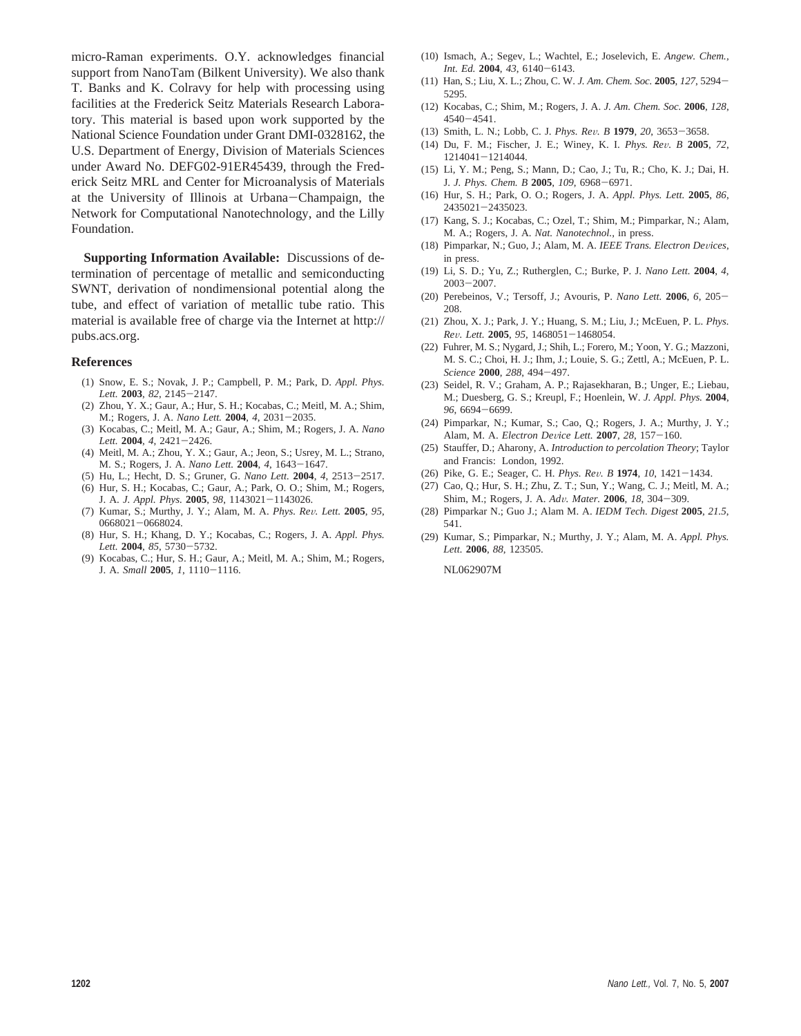micro-Raman experiments. O.Y. acknowledges financial support from NanoTam (Bilkent University). We also thank T. Banks and K. Colravy for help with processing using facilities at the Frederick Seitz Materials Research Laboratory. This material is based upon work supported by the National Science Foundation under Grant DMI-0328162, the U.S. Department of Energy, Division of Materials Sciences under Award No. DEFG02-91ER45439, through the Frederick Seitz MRL and Center for Microanalysis of Materials at the University of Illinois at Urbana−Champaign, the Network for Computational Nanotechnology, and the Lilly Foundation.

**Supporting Information Available:** Discussions of determination of percentage of metallic and semiconducting SWNT, derivation of nondimensional potential along the tube, and effect of variation of metallic tube ratio. This material is available free of charge via the Internet at http://pubs.acs.org.

## References

(1) Snow, E. S.; Novak, J. P.; Campbell, P. M.; Park, D. *Appl. Phys. Lett.* **2003**, *82*, 2145−2147.

(2) Zhou, Y. X.; Gaur, A.; Hur, S. H.; Kocabas, C.; Meitl, M. A.; Shim, M.; Rogers, J. A. *Nano Lett.* **2004**, *4*, 2031−2035.

(3) Kocabas, C.; Meitl, M. A.; Gaur, A.; Shim, M.; Rogers, J. A. *Nano Lett.* **2004**, *4*, 2421−2426.

(4) Meitl, M. A.; Zhou, Y. X.; Gaur, A.; Jeon, S.; Usrey, M. L.; Strano, M. S.; Rogers, J. A. *Nano Lett.* **2004**, *4*, 1643−1647.

(5) Hu, L.; Hecht, D. S.; Gruner, G. *Nano Lett.* **2004**, *4*, 2513−2517.

(6) Hur, S. H.; Kocabas, C.; Gaur, A.; Park, O. O.; Shim, M.; Rogers, J. A. *J. Appl. Phys.* **2005**, *98*, 1143021−1143026.

(7) Kumar, S.; Murthy, J. Y.; Alam, M. A. *Phys. Rev. Lett.* **2005**, *95*, 0668021−0668024.

(8) Hur, S. H.; Khang, D. Y.; Kocabas, C.; Rogers, J. A. *Appl. Phys. Lett.* **2004**, *85*, 5730−5732.

(9) Kocabas, C.; Hur, S. H.; Gaur, A.; Meitl, M. A.; Shim, M.; Rogers, J. A. *Small* **2005**, *1*, 1110−1116.

(10) Ismach, A.; Segev, L.; Wachtel, E.; Joselevich, E. *Angew. Chem., Int. Ed.* **2004**, *43*, 6140−6143.

(11) Han, S.; Liu, X. L.; Zhou, C. W. *J. Am. Chem. Soc.* **2005**, *127*, 5294−5295.

(12) Kocabas, C.; Shim, M.; Rogers, J. A. *J. Am. Chem. Soc.* **2006**, *128*, 4540−4541.

(13) Smith, L. N.; Lobb, C. J. *Phys. Rev. B* **1979**, *20*, 3653−3658.

(14) Du, F. M.; Fischer, J. E.; Winey, K. I. *Phys. Rev. B* **2005**, *72*, 1214041−1214044.

(15) Li, Y. M.; Peng, S.; Mann, D.; Cao, J.; Tu, R.; Cho, K. J.; Dai, H. J. *J. Phys. Chem. B* **2005**, *109*, 6968−6971.

(16) Hur, S. H.; Park, O. O.; Rogers, J. A. *Appl. Phys. Lett.* **2005**, *86*, 2435021−2435023.

(17) Kang, S. J.; Kocabas, C.; Ozel, T.; Shim, M.; Pimparkar, N.; Alam, M. A.; Rogers, J. A. *Nat. Nanotechnol.*, in press.

(18) Pimparkar, N.; Guo, J.; Alam, M. A. *IEEE Trans. Electron Devices*, in press.

(19) Li, S. D.; Yu, Z.; Rutherglen, C.; Burke, P. J. *Nano Lett.* **2004**, *4*, 2003−2007.

(20) Perebeinos, V.; Tersoff, J.; Avouris, P. *Nano Lett.* **2006**, *6*, 205−208.

(21) Zhou, X. J.; Park, J. Y.; Huang, S. M.; Liu, J.; McEuen, P. L. *Phys. Rev. Lett.* **2005**, *95*, 1468051−1468054.

(22) Fuhrer, M. S.; Nygard, J.; Shih, L.; Forero, M.; Yoon, Y. G.; Mazzoni, M. S. C.; Choi, H. J.; Ihm, J.; Louie, S. G.; Zettl, A.; McEuen, P. L. *Science* **2000**, *288*, 494−497.

(23) Seidel, R. V.; Graham, A. P.; Rajasekharan, B.; Unger, E.; Liebau, M.; Duesberg, G. S.; Kreupl, F.; Hoenlein, W. *J. Appl. Phys.* **2004**, *96*, 6694−6699.

(24) Pimparkar, N.; Kumar, S.; Cao, Q.; Rogers, J. A.; Murthy, J. Y.; Alam, M. A. *Electron Device Lett.* **2007**, *28*, 157−160.

(25) Stauffer, D.; Aharony, A. *Introduction to percolation Theory*; Taylor and Francis: London, 1992.

(26) Pike, G. E.; Seager, C. H. *Phys. Rev. B* **1974**, *10*, 1421−1434.

(27) Cao, Q.; Hur, S. H.; Zhu, Z. T.; Sun, Y.; Wang, C. J.; Meitl, M. A.; Shim, M.; Rogers, J. A. *Adv. Mater.* **2006**, *18*, 304−309.

(28) Pimparkar N.; Guo J.; Alam M. A. *IEDM Tech. Digest* **2005**, *21.5*, 541.

(29) Kumar, S.; Pimparkar, N.; Murthy, J. Y.; Alam, M. A. *Appl. Phys. Lett.* **2006**, *88*, 123505.

NL062907M